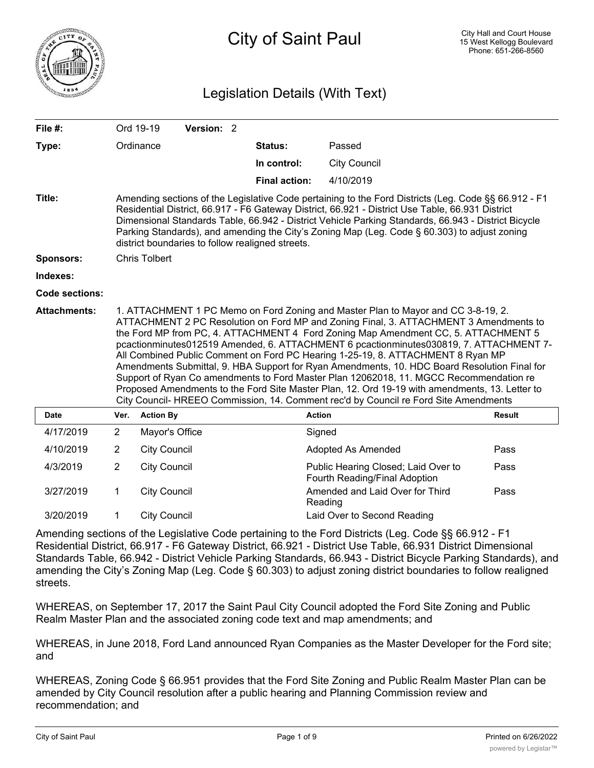# City of Saint Paul

City Hall and Court House
15 West Kellogg Boulevard
Phone: 651-266-8560

## Legislation Details (With Text)

| | | | |
|---|---|---|---|
| **File #:** | Ord 19-19 **Version:** 2 | | |
| **Type:** | Ordinance | **Status:** | Passed |
| | | **In control:** | City Council |
| | | **Final action:** | 4/10/2019 |

**Title:** Amending sections of the Legislative Code pertaining to the Ford Districts (Leg. Code §§ 66.912 - F1 Residential District, 66.917 - F6 Gateway District, 66.921 - District Use Table, 66.931 District Dimensional Standards Table, 66.942 - District Vehicle Parking Standards, 66.943 - District Bicycle Parking Standards), and amending the City's Zoning Map (Leg. Code § 60.303) to adjust zoning district boundaries to follow realigned streets.

**Sponsors:** Chris Tolbert

**Indexes:**

**Code sections:**

**Attachments:** 1. ATTACHMENT 1 PC Memo on Ford Zoning and Master Plan to Mayor and CC 3-8-19, 2. ATTACHMENT 2 PC Resolution on Ford MP and Zoning Final, 3. ATTACHMENT 3 Amendments to the Ford MP from PC, 4. ATTACHMENT 4 Ford Zoning Map Amendment CC, 5. ATTACHMENT 5 pcactionminutes012519 Amended, 6. ATTACHMENT 6 pcactionminutes030819, 7. ATTACHMENT 7- All Combined Public Comment on Ford PC Hearing 1-25-19, 8. ATTACHMENT 8 Ryan MP Amendments Submittal, 9. HBA Support for Ryan Amendments, 10. HDC Board Resolution Final for Support of Ryan Co amendments to Ford Master Plan 12062018, 11. MGCC Recommendation re Proposed Amendments to the Ford Site Master Plan, 12. Ord 19-19 with amendments, 13. Letter to City Council- HREEO Commission, 14. Comment rec'd by Council re Ford Site Amendments

| Date | Ver. | Action By | Action | Result |
|---|---|---|---|---|
| 4/17/2019 | 2 | Mayor's Office | Signed | |
| 4/10/2019 | 2 | City Council | Adopted As Amended | Pass |
| 4/3/2019 | 2 | City Council | Public Hearing Closed; Laid Over to Fourth Reading/Final Adoption | Pass |
| 3/27/2019 | 1 | City Council | Amended and Laid Over for Third Reading | Pass |
| 3/20/2019 | 1 | City Council | Laid Over to Second Reading | |

Amending sections of the Legislative Code pertaining to the Ford Districts (Leg. Code §§ 66.912 - F1 Residential District, 66.917 - F6 Gateway District, 66.921 - District Use Table, 66.931 District Dimensional Standards Table, 66.942 - District Vehicle Parking Standards, 66.943 - District Bicycle Parking Standards), and amending the City's Zoning Map (Leg. Code § 60.303) to adjust zoning district boundaries to follow realigned streets.

WHEREAS, on September 17, 2017 the Saint Paul City Council adopted the Ford Site Zoning and Public Realm Master Plan and the associated zoning code text and map amendments; and

WHEREAS, in June 2018, Ford Land announced Ryan Companies as the Master Developer for the Ford site; and

WHEREAS, Zoning Code § 66.951 provides that the Ford Site Zoning and Public Realm Master Plan can be amended by City Council resolution after a public hearing and Planning Commission review and recommendation; and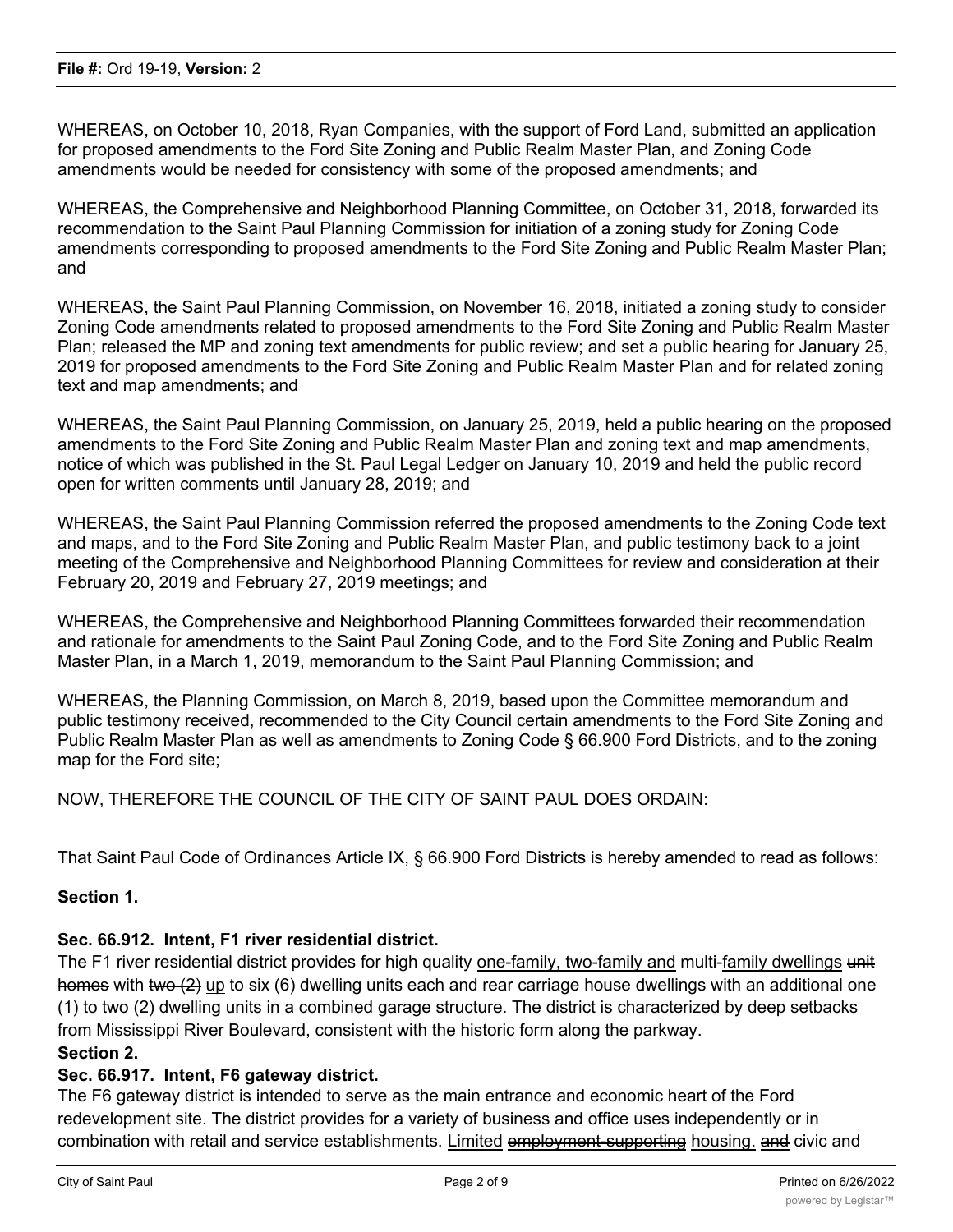WHEREAS, on October 10, 2018, Ryan Companies, with the support of Ford Land, submitted an application for proposed amendments to the Ford Site Zoning and Public Realm Master Plan, and Zoning Code amendments would be needed for consistency with some of the proposed amendments; and

WHEREAS, the Comprehensive and Neighborhood Planning Committee, on October 31, 2018, forwarded its recommendation to the Saint Paul Planning Commission for initiation of a zoning study for Zoning Code amendments corresponding to proposed amendments to the Ford Site Zoning and Public Realm Master Plan; and

WHEREAS, the Saint Paul Planning Commission, on November 16, 2018, initiated a zoning study to consider Zoning Code amendments related to proposed amendments to the Ford Site Zoning and Public Realm Master Plan; released the MP and zoning text amendments for public review; and set a public hearing for January 25, 2019 for proposed amendments to the Ford Site Zoning and Public Realm Master Plan and for related zoning text and map amendments; and

WHEREAS, the Saint Paul Planning Commission, on January 25, 2019, held a public hearing on the proposed amendments to the Ford Site Zoning and Public Realm Master Plan and zoning text and map amendments, notice of which was published in the St. Paul Legal Ledger on January 10, 2019 and held the public record open for written comments until January 28, 2019; and

WHEREAS, the Saint Paul Planning Commission referred the proposed amendments to the Zoning Code text and maps, and to the Ford Site Zoning and Public Realm Master Plan, and public testimony back to a joint meeting of the Comprehensive and Neighborhood Planning Committees for review and consideration at their February 20, 2019 and February 27, 2019 meetings; and

WHEREAS, the Comprehensive and Neighborhood Planning Committees forwarded their recommendation and rationale for amendments to the Saint Paul Zoning Code, and to the Ford Site Zoning and Public Realm Master Plan, in a March 1, 2019, memorandum to the Saint Paul Planning Commission; and

WHEREAS, the Planning Commission, on March 8, 2019, based upon the Committee memorandum and public testimony received, recommended to the City Council certain amendments to the Ford Site Zoning and Public Realm Master Plan as well as amendments to Zoning Code § 66.900 Ford Districts, and to the zoning map for the Ford site;

NOW, THEREFORE THE COUNCIL OF THE CITY OF SAINT PAUL DOES ORDAIN:

That Saint Paul Code of Ordinances Article IX, § 66.900 Ford Districts is hereby amended to read as follows:

**Section 1.**

**Sec. 66.912. Intent, F1 river residential district.**

The F1 river residential district provides for high quality <u>one-family, two-family and</u> multi-<u>family dwellings</u> ~~unit homes~~ with ~~two (2)~~ <u>up</u> to six (6) dwelling units each and rear carriage house dwellings with an additional one (1) to two (2) dwelling units in a combined garage structure. The district is characterized by deep setbacks from Mississippi River Boulevard, consistent with the historic form along the parkway.

**Section 2.**

**Sec. 66.917. Intent, F6 gateway district.**

The F6 gateway district is intended to serve as the main entrance and economic heart of the Ford redevelopment site. The district provides for a variety of business and office uses independently or in combination with retail and service establishments. <u>Limited</u> ~~employment-supporting~~ housing. ~~and~~ civic and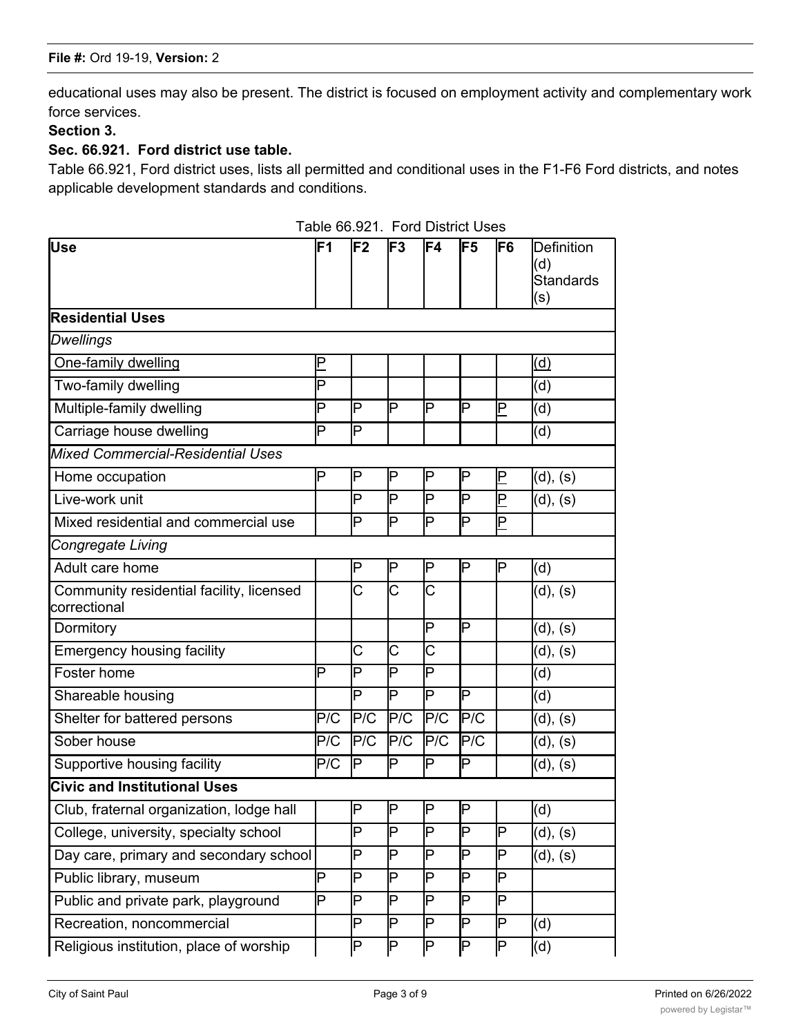educational uses may also be present. The district is focused on employment activity and complementary work force services.

**Section 3.**

**Sec. 66.921. Ford district use table.**

Table 66.921, Ford district uses, lists all permitted and conditional uses in the F1-F6 Ford districts, and notes applicable development standards and conditions.

Table 66.921. Ford District Uses

| Use | F1 | F2 | F3 | F4 | F5 | F6 | Definition (d) Standards (s) |
|---|---|---|---|---|---|---|---|
| **Residential Uses** | | | | | | | |
| *Dwellings* | | | | | | | |
| One-family dwelling | P | | | | | | (d) |
| Two-family dwelling | P | | | | | | (d) |
| Multiple-family dwelling | P | P | P | P | P | P | (d) |
| Carriage house dwelling | P | P | | | | | (d) |
| *Mixed Commercial-Residential Uses* | | | | | | | |
| Home occupation | P | P | P | P | P | P | (d), (s) |
| Live-work unit | | P | P | P | P | P | (d), (s) |
| Mixed residential and commercial use | | P | P | P | P | P | |
| *Congregate Living* | | | | | | | |
| Adult care home | | P | P | P | P | P | (d) |
| Community residential facility, licensed correctional | | C | C | C | | | (d), (s) |
| Dormitory | | | | P | P | | (d), (s) |
| Emergency housing facility | | C | C | C | | | (d), (s) |
| Foster home | P | P | P | P | | | (d) |
| Shareable housing | | P | P | P | P | | (d) |
| Shelter for battered persons | P/C | P/C | P/C | P/C | P/C | | (d), (s) |
| Sober house | P/C | P/C | P/C | P/C | P/C | | (d), (s) |
| Supportive housing facility | P/C | P | P | P | P | | (d), (s) |
| **Civic and Institutional Uses** | | | | | | | |
| Club, fraternal organization, lodge hall | | P | P | P | P | | (d) |
| College, university, specialty school | | P | P | P | P | P | (d), (s) |
| Day care, primary and secondary school | | P | P | P | P | P | (d), (s) |
| Public library, museum | P | P | P | P | P | P | |
| Public and private park, playground | P | P | P | P | P | P | |
| Recreation, noncommercial | | P | P | P | P | P | (d) |
| Religious institution, place of worship | | P | P | P | P | P | (d) |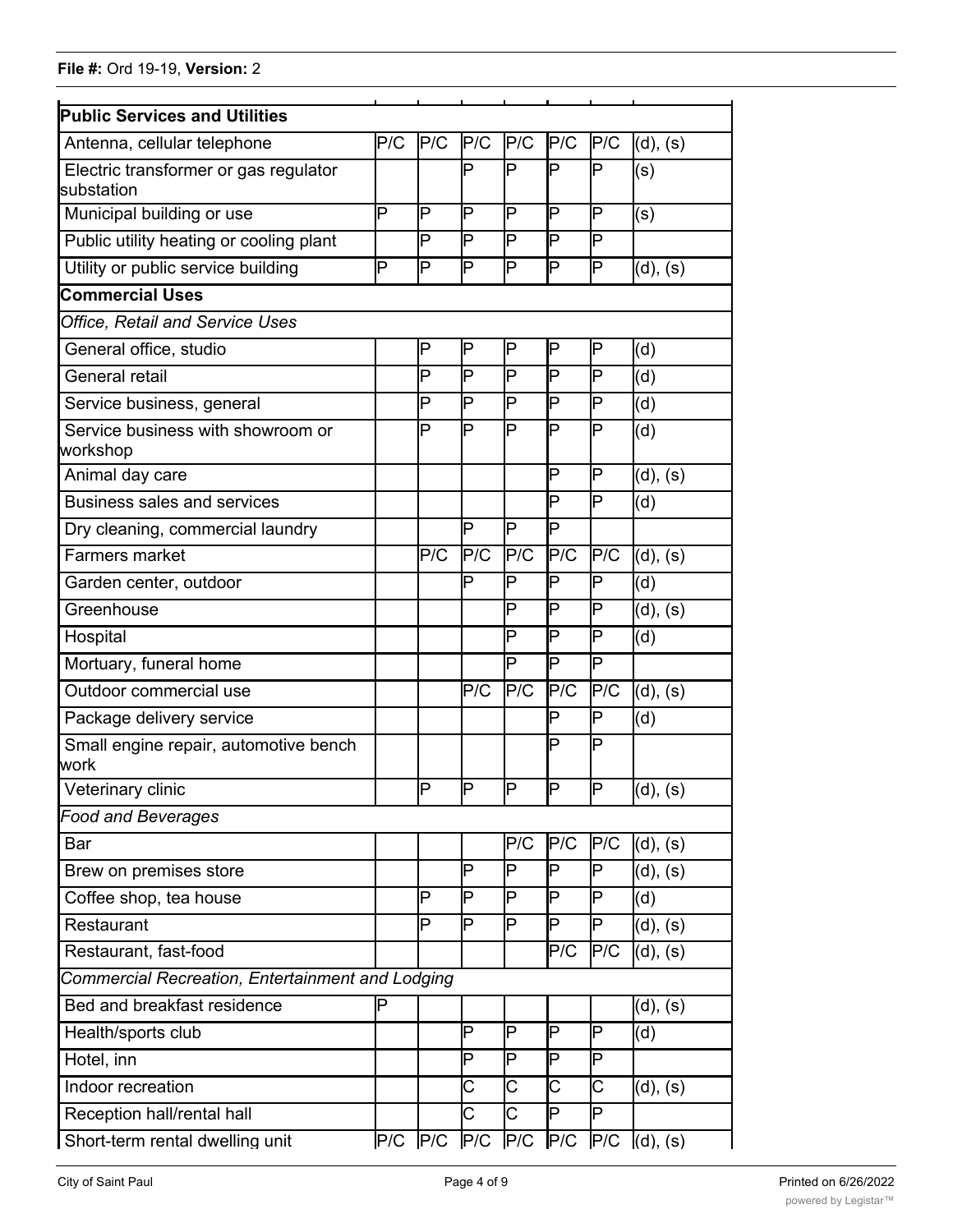| | | | | | | | |
|---|---|---|---|---|---|---|---|
| **Public Services and Utilities** | | | | | | | |
| Antenna, cellular telephone | P/C | P/C | P/C | P/C | P/C | P/C | (d), (s) |
| Electric transformer or gas regulator substation | | | P | P | P | P | (s) |
| Municipal building or use | P | P | P | P | P | P | (s) |
| Public utility heating or cooling plant | | P | P | P | P | P | |
| Utility or public service building | P | P | P | P | P | P | (d), (s) |
| **Commercial Uses** | | | | | | | |
| *Office, Retail and Service Uses* | | | | | | | |
| General office, studio | | P | P | P | P | P | (d) |
| General retail | | P | P | P | P | P | (d) |
| Service business, general | | P | P | P | P | P | (d) |
| Service business with showroom or workshop | | P | P | P | P | P | (d) |
| Animal day care | | | | | P | P | (d), (s) |
| Business sales and services | | | | | P | P | (d) |
| Dry cleaning, commercial laundry | | | P | P | P | | |
| Farmers market | | P/C | P/C | P/C | P/C | P/C | (d), (s) |
| Garden center, outdoor | | | P | P | P | P | (d) |
| Greenhouse | | | | P | P | P | (d), (s) |
| Hospital | | | | P | P | P | (d) |
| Mortuary, funeral home | | | | P | P | P | |
| Outdoor commercial use | | | P/C | P/C | P/C | P/C | (d), (s) |
| Package delivery service | | | | | P | P | (d) |
| Small engine repair, automotive bench work | | | | | P | P | |
| Veterinary clinic | | P | P | P | P | P | (d), (s) |
| *Food and Beverages* | | | | | | | |
| Bar | | | | P/C | P/C | P/C | (d), (s) |
| Brew on premises store | | | P | P | P | P | (d), (s) |
| Coffee shop, tea house | | P | P | P | P | P | (d) |
| Restaurant | | P | P | P | P | P | (d), (s) |
| Restaurant, fast-food | | | | | P/C | P/C | (d), (s) |
| *Commercial Recreation, Entertainment and Lodging* | | | | | | | |
| Bed and breakfast residence | P | | | | | | (d), (s) |
| Health/sports club | | | P | P | P | P | (d) |
| Hotel, inn | | | P | P | P | P | |
| Indoor recreation | | | C | C | C | C | (d), (s) |
| Reception hall/rental hall | | | C | C | P | P | |
| Short-term rental dwelling unit | P/C | P/C | P/C | P/C | P/C | P/C | (d), (s) |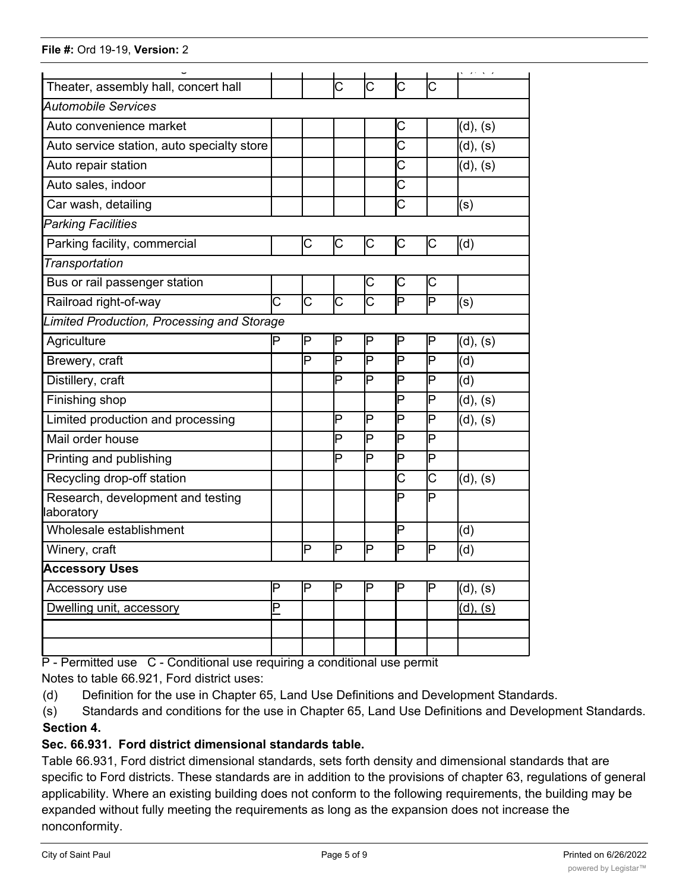| | | | | | | | |
|---|---|---|---|---|---|---|---|
| Theater, assembly hall, concert hall | | | C | C | C | C | |
| *Automobile Services* | | | | | | | |
| Auto convenience market | | | | | C | | (d), (s) |
| Auto service station, auto specialty store | | | | | C | | (d), (s) |
| Auto repair station | | | | | C | | (d), (s) |
| Auto sales, indoor | | | | | C | | |
| Car wash, detailing | | | | | C | | (s) |
| *Parking Facilities* | | | | | | | |
| Parking facility, commercial | | C | C | C | C | C | (d) |
| *Transportation* | | | | | | | |
| Bus or rail passenger station | | | | C | C | C | |
| Railroad right-of-way | C | C | C | C | P | P | (s) |
| *Limited Production, Processing and Storage* | | | | | | | |
| Agriculture | P | P | P | P | P | P | (d), (s) |
| Brewery, craft | | P | P | P | P | P | (d) |
| Distillery, craft | | | P | P | P | P | (d) |
| Finishing shop | | | | | P | P | (d), (s) |
| Limited production and processing | | | P | P | P | P | (d), (s) |
| Mail order house | | | P | P | P | P | |
| Printing and publishing | | | P | P | P | P | |
| Recycling drop-off station | | | | | C | C | (d), (s) |
| Research, development and testing laboratory | | | | | P | P | |
| Wholesale establishment | | | | | P | | (d) |
| Winery, craft | | P | P | P | P | P | (d) |
| **Accessory Uses** | | | | | | | |
| Accessory use | P | P | P | P | P | P | (d), (s) |
| Dwelling unit, accessory | P | | | | | | (d), (s) |
| | | | | | | | |
| | | | | | | | |

P - Permitted use C - Conditional use requiring a conditional use permit

Notes to table 66.921, Ford district uses:

(d) Definition for the use in Chapter 65, Land Use Definitions and Development Standards.

(s) Standards and conditions for the use in Chapter 65, Land Use Definitions and Development Standards.

**Section 4.**

**Sec. 66.931. Ford district dimensional standards table.**

Table 66.931, Ford district dimensional standards, sets forth density and dimensional standards that are specific to Ford districts. These standards are in addition to the provisions of chapter 63, regulations of general applicability. Where an existing building does not conform to the following requirements, the building may be expanded without fully meeting the requirements as long as the expansion does not increase the nonconformity.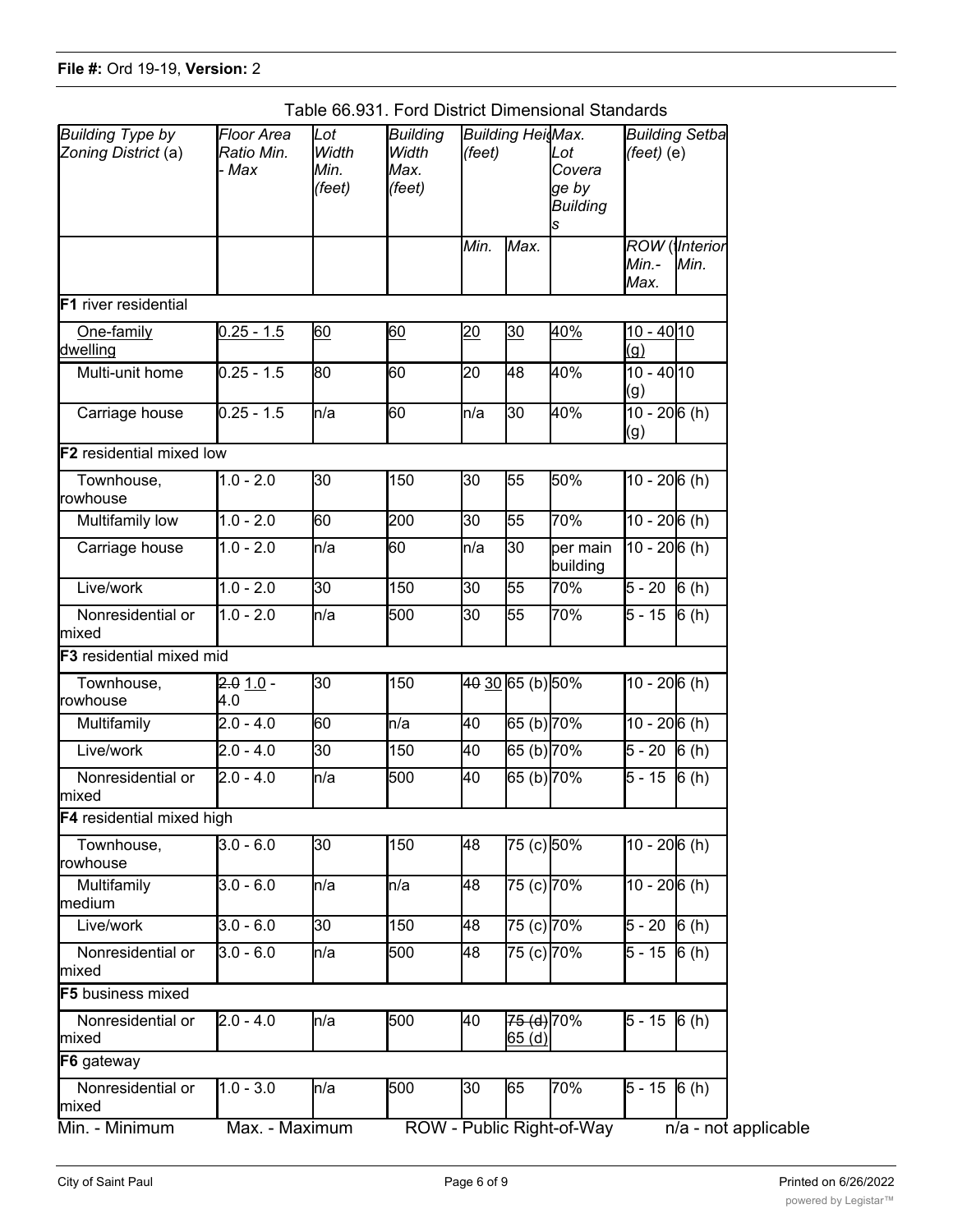Table 66.931. Ford District Dimensional Standards

| *Building Type by Zoning District* (a) | *Floor Area Ratio Min. - Max* | *Lot Width Min. (feet)* | *Building Width Max. (feet)* | *Building Height (feet)* | | *Max. Lot Coverage by Buildings* | *Building Setback (feet)* (e) | |
|---|---|---|---|---|---|---|---|---|
| | | | | *Min.* | *Max.* | | *ROW (f) Min.- Max.* | *Interior Min.* |
| **F1** river residential | | | | | | | | |
| One-family dwelling | 0.25 - 1.5 | 60 | 60 | 20 | 30 | 40% | 10 - 40 (g) | 10 |
| Multi-unit home | 0.25 - 1.5 | 80 | 60 | 20 | 48 | 40% | 10 - 40 (g) | 10 |
| Carriage house | 0.25 - 1.5 | n/a | 60 | n/a | 30 | 40% | 10 - 20 (g) | 6 (h) |
| **F2** residential mixed low | | | | | | | | |
| Townhouse, rowhouse | 1.0 - 2.0 | 30 | 150 | 30 | 55 | 50% | 10 - 20 | 6 (h) |
| Multifamily low | 1.0 - 2.0 | 60 | 200 | 30 | 55 | 70% | 10 - 20 | 6 (h) |
| Carriage house | 1.0 - 2.0 | n/a | 60 | n/a | 30 | per main building | 10 - 20 | 6 (h) |
| Live/work | 1.0 - 2.0 | 30 | 150 | 30 | 55 | 70% | 5 - 20 | 6 (h) |
| Nonresidential or mixed | 1.0 - 2.0 | n/a | 500 | 30 | 55 | 70% | 5 - 15 | 6 (h) |
| **F3** residential mixed mid | | | | | | | | |
| Townhouse, rowhouse | ~~2.0~~ 1.0 - 4.0 | 30 | 150 | ~~40~~ 30 | 65 (b) | 50% | 10 - 20 | 6 (h) |
| Multifamily | 2.0 - 4.0 | 60 | n/a | 40 | 65 (b) | 70% | 10 - 20 | 6 (h) |
| Live/work | 2.0 - 4.0 | 30 | 150 | 40 | 65 (b) | 70% | 5 - 20 | 6 (h) |
| Nonresidential or mixed | 2.0 - 4.0 | n/a | 500 | 40 | 65 (b) | 70% | 5 - 15 | 6 (h) |
| **F4** residential mixed high | | | | | | | | |
| Townhouse, rowhouse | 3.0 - 6.0 | 30 | 150 | 48 | 75 (c) | 50% | 10 - 20 | 6 (h) |
| Multifamily medium | 3.0 - 6.0 | n/a | n/a | 48 | 75 (c) | 70% | 10 - 20 | 6 (h) |
| Live/work | 3.0 - 6.0 | 30 | 150 | 48 | 75 (c) | 70% | 5 - 20 | 6 (h) |
| Nonresidential or mixed | 3.0 - 6.0 | n/a | 500 | 48 | 75 (c) | 70% | 5 - 15 | 6 (h) |
| **F5** business mixed | | | | | | | | |
| Nonresidential or mixed | 2.0 - 4.0 | n/a | 500 | 40 | ~~75 (d)~~ 65 (d) | 70% | 5 - 15 | 6 (h) |
| **F6** gateway | | | | | | | | |
| Nonresidential or mixed | 1.0 - 3.0 | n/a | 500 | 30 | 65 | 70% | 5 - 15 | 6 (h) |

Min. - Minimum Max. - Maximum ROW - Public Right-of-Way n/a - not applicable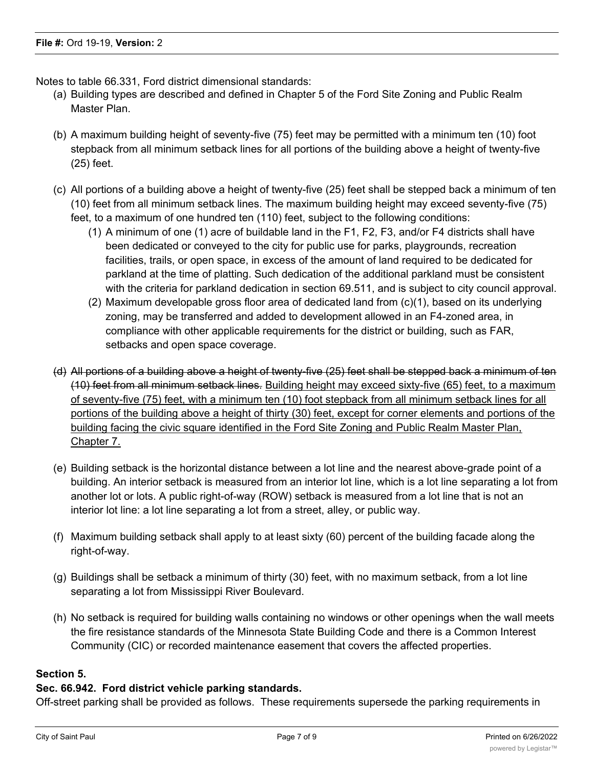Notes to table 66.331, Ford district dimensional standards:

(a) Building types are described and defined in Chapter 5 of the Ford Site Zoning and Public Realm Master Plan.

(b) A maximum building height of seventy-five (75) feet may be permitted with a minimum ten (10) foot stepback from all minimum setback lines for all portions of the building above a height of twenty-five (25) feet.

(c) All portions of a building above a height of twenty-five (25) feet shall be stepped back a minimum of ten (10) feet from all minimum setback lines. The maximum building height may exceed seventy-five (75) feet, to a maximum of one hundred ten (110) feet, subject to the following conditions:
   1. A minimum of one (1) acre of buildable land in the F1, F2, F3, and/or F4 districts shall have been dedicated or conveyed to the city for public use for parks, playgrounds, recreation facilities, trails, or open space, in excess of the amount of land required to be dedicated for parkland at the time of platting. Such dedication of the additional parkland must be consistent with the criteria for parkland dedication in section 69.511, and is subject to city council approval.
   2. Maximum developable gross floor area of dedicated land from (c)(1), based on its underlying zoning, may be transferred and added to development allowed in an F4-zoned area, in compliance with other applicable requirements for the district or building, such as FAR, setbacks and open space coverage.

(d) ~~All portions of a building above a height of twenty-five (25) feet shall be stepped back a minimum of ten (10) feet from all minimum setback lines.~~ <u>Building height may exceed sixty-five (65) feet, to a maximum of seventy-five (75) feet, with a minimum ten (10) foot stepback from all minimum setback lines for all portions of the building above a height of thirty (30) feet, except for corner elements and portions of the building facing the civic square identified in the Ford Site Zoning and Public Realm Master Plan, Chapter 7.</u>

(e) Building setback is the horizontal distance between a lot line and the nearest above-grade point of a building. An interior setback is measured from an interior lot line, which is a lot line separating a lot from another lot or lots. A public right-of-way (ROW) setback is measured from a lot line that is not an interior lot line: a lot line separating a lot from a street, alley, or public way.

(f) Maximum building setback shall apply to at least sixty (60) percent of the building facade along the right-of-way.

(g) Buildings shall be setback a minimum of thirty (30) feet, with no maximum setback, from a lot line separating a lot from Mississippi River Boulevard.

(h) No setback is required for building walls containing no windows or other openings when the wall meets the fire resistance standards of the Minnesota State Building Code and there is a Common Interest Community (CIC) or recorded maintenance easement that covers the affected properties.

**Section 5.**

**Sec. 66.942. Ford district vehicle parking standards.**

Off-street parking shall be provided as follows. These requirements supersede the parking requirements in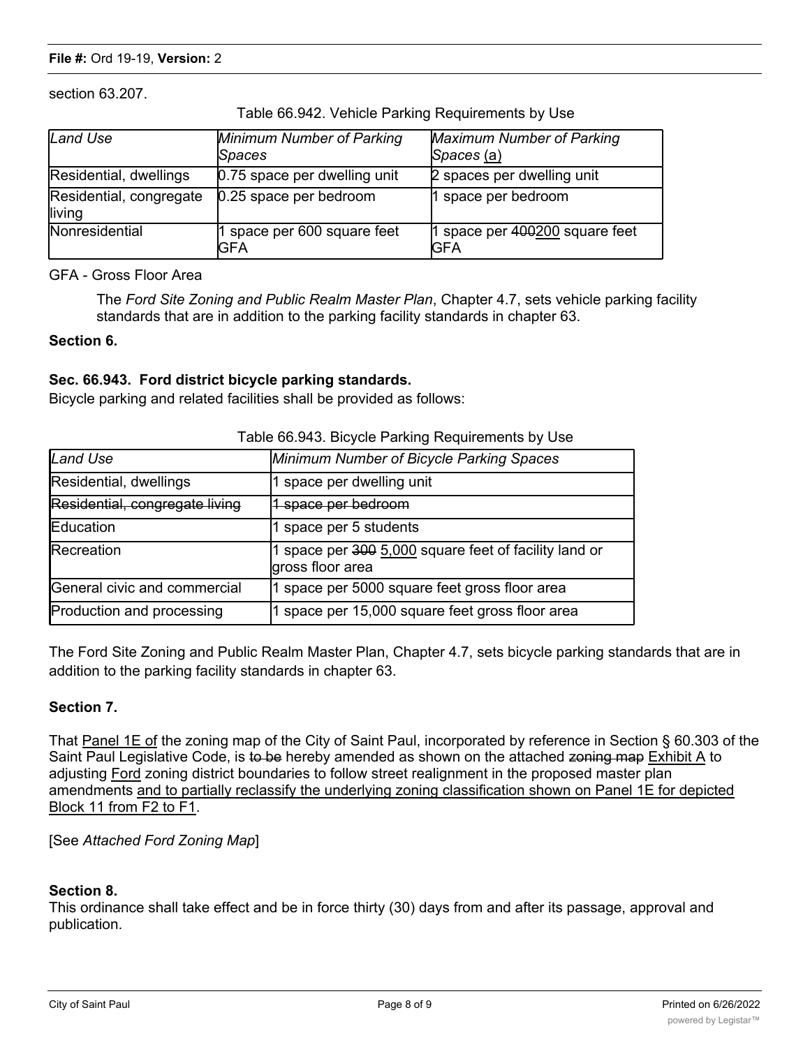section 63.207.

Table 66.942. Vehicle Parking Requirements by Use

| *Land Use* | *Minimum Number of Parking Spaces* | *Maximum Number of Parking Spaces* <u>(a)</u> |
|---|---|---|
| Residential, dwellings | 0.75 space per dwelling unit | 2 spaces per dwelling unit |
| Residential, congregate living | 0.25 space per bedroom | 1 space per bedroom |
| Nonresidential | 1 space per 600 square feet GFA | 1 space per ~~400~~<u>200</u> square feet GFA |

GFA - Gross Floor Area

The *Ford Site Zoning and Public Realm Master Plan*, Chapter 4.7, sets vehicle parking facility standards that are in addition to the parking facility standards in chapter 63.

**Section 6.**

**Sec. 66.943. Ford district bicycle parking standards.**

Bicycle parking and related facilities shall be provided as follows:

Table 66.943. Bicycle Parking Requirements by Use

| *Land Use* | *Minimum Number of Bicycle Parking Spaces* |
|---|---|
| Residential, dwellings | 1 space per dwelling unit |
| ~~Residential, congregate living~~ | ~~1 space per bedroom~~ |
| Education | 1 space per 5 students |
| Recreation | 1 space per ~~300~~ <u>5,000</u> square feet of facility land or gross floor area |
| General civic and commercial | 1 space per 5000 square feet gross floor area |
| Production and processing | 1 space per 15,000 square feet gross floor area |

The Ford Site Zoning and Public Realm Master Plan, Chapter 4.7, sets bicycle parking standards that are in addition to the parking facility standards in chapter 63.

**Section 7.**

That <u>Panel 1E of</u> the zoning map of the City of Saint Paul, incorporated by reference in Section § 60.303 of the Saint Paul Legislative Code, is ~~to be~~ hereby amended as shown on the attached ~~zoning map~~ <u>Exhibit A</u> to adjusting <u>Ford</u> zoning district boundaries to follow street realignment in the proposed master plan amendments <u>and to partially reclassify the underlying zoning classification shown on Panel 1E for depicted Block 11 from F2 to F1</u>.

[See *Attached Ford Zoning Map*]

**Section 8.**

This ordinance shall take effect and be in force thirty (30) days from and after its passage, approval and publication.